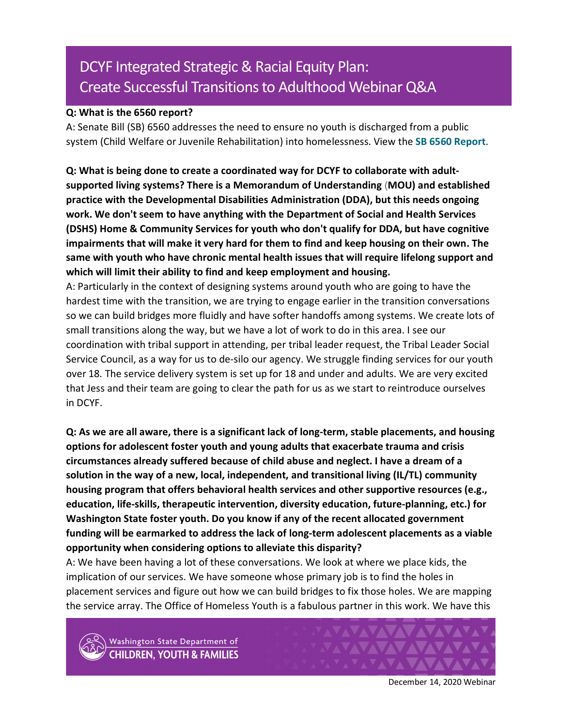# DCYF Integrated Strategic & Racial Equity Plan: Create Successful Transitions to Adulthood Webinar Q&A

**Q: What is the 6560 report?**

A: Senate Bill (SB) 6560 addresses the need to ensure no youth is discharged from a public system (Child Welfare or Juvenile Rehabilitation) into homelessness. View the **SB 6560 Report**.

**Q: What is being done to create a coordinated way for DCYF to collaborate with adult-supported living systems? There is a Memorandum of Understanding (MOU) and established practice with the Developmental Disabilities Administration (DDA), but this needs ongoing work. We don't seem to have anything with the Department of Social and Health Services (DSHS) Home & Community Services for youth who don't qualify for DDA, but have cognitive impairments that will make it very hard for them to find and keep housing on their own. The same with youth who have chronic mental health issues that will require lifelong support and which will limit their ability to find and keep employment and housing.**

A: Particularly in the context of designing systems around youth who are going to have the hardest time with the transition, we are trying to engage earlier in the transition conversations so we can build bridges more fluidly and have softer handoffs among systems. We create lots of small transitions along the way, but we have a lot of work to do in this area. I see our coordination with tribal support in attending, per tribal leader request, the Tribal Leader Social Service Council, as a way for us to de-silo our agency. We struggle finding services for our youth over 18. The service delivery system is set up for 18 and under and adults. We are very excited that Jess and their team are going to clear the path for us as we start to reintroduce ourselves in DCYF.

**Q: As we are all aware, there is a significant lack of long-term, stable placements, and housing options for adolescent foster youth and young adults that exacerbate trauma and crisis circumstances already suffered because of child abuse and neglect. I have a dream of a solution in the way of a new, local, independent, and transitional living (IL/TL) community housing program that offers behavioral health services and other supportive resources (e.g., education, life-skills, therapeutic intervention, diversity education, future-planning, etc.) for Washington State foster youth. Do you know if any of the recent allocated government funding will be earmarked to address the lack of long-term adolescent placements as a viable opportunity when considering options to alleviate this disparity?**

A: We have been having a lot of these conversations. We look at where we place kids, the implication of our services. We have someone whose primary job is to find the holes in placement services and figure out how we can build bridges to fix those holes. We are mapping the service array. The Office of Homeless Youth is a fabulous partner in this work. We have this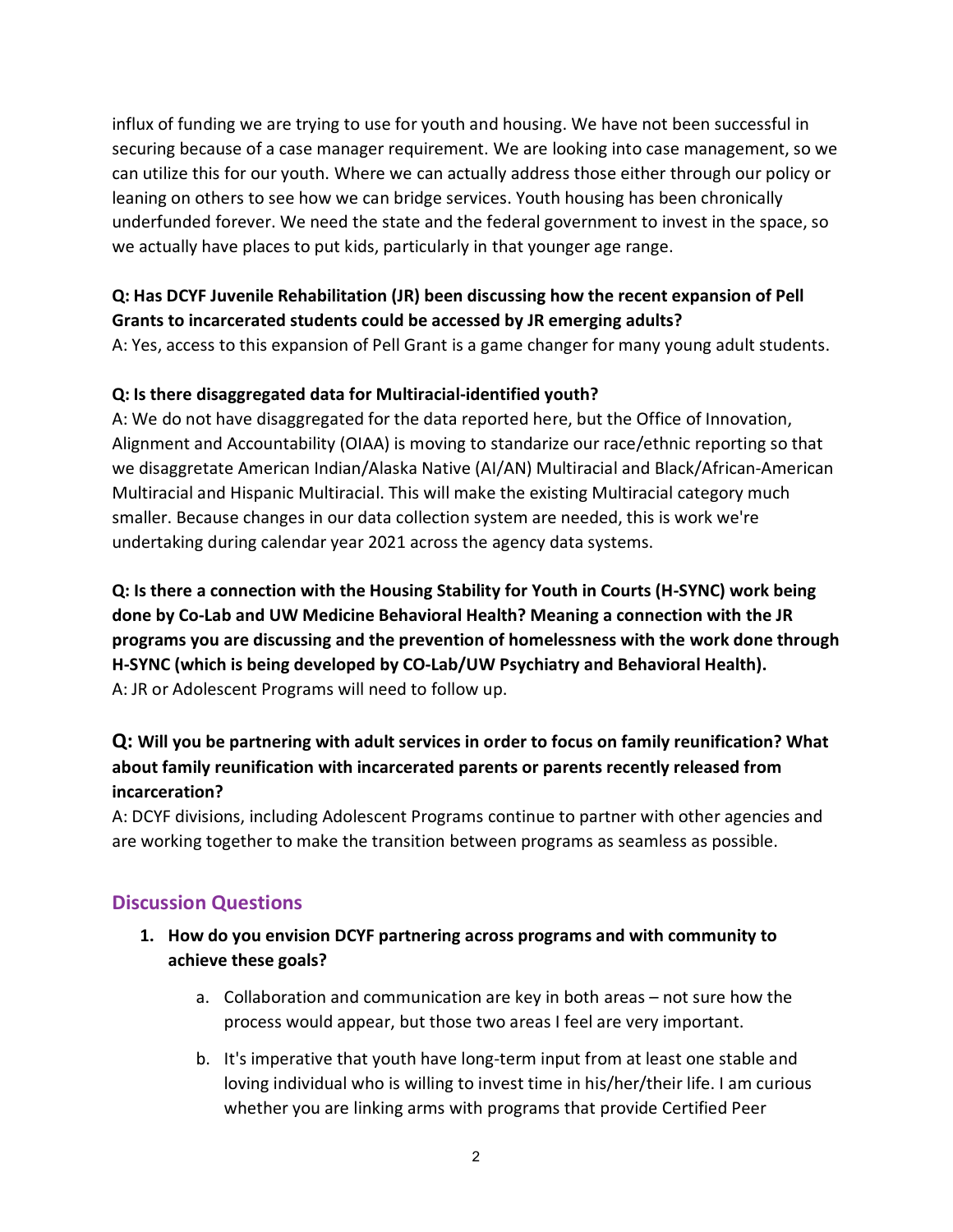influx of funding we are trying to use for youth and housing. We have not been successful in securing because of a case manager requirement. We are looking into case management, so we can utilize this for our youth. Where we can actually address those either through our policy or leaning on others to see how we can bridge services. Youth housing has been chronically underfunded forever. We need the state and the federal government to invest in the space, so we actually have places to put kids, particularly in that younger age range.

**Q: Has DCYF Juvenile Rehabilitation (JR) been discussing how the recent expansion of Pell Grants to incarcerated students could be accessed by JR emerging adults?**
A: Yes, access to this expansion of Pell Grant is a game changer for many young adult students.

**Q: Is there disaggregated data for Multiracial-identified youth?**
A: We do not have disaggregated for the data reported here, but the Office of Innovation, Alignment and Accountability (OIAA) is moving to standarize our race/ethnic reporting so that we disaggretate American Indian/Alaska Native (AI/AN) Multiracial and Black/African-American Multiracial and Hispanic Multiracial. This will make the existing Multiracial category much smaller. Because changes in our data collection system are needed, this is work we're undertaking during calendar year 2021 across the agency data systems.

**Q: Is there a connection with the Housing Stability for Youth in Courts (H-SYNC) work being done by Co-Lab and UW Medicine Behavioral Health? Meaning a connection with the JR programs you are discussing and the prevention of homelessness with the work done through H-SYNC (which is being developed by CO-Lab/UW Psychiatry and Behavioral Health).**
A: JR or Adolescent Programs will need to follow up.

**Q: Will you be partnering with adult services in order to focus on family reunification? What about family reunification with incarcerated parents or parents recently released from incarceration?**
A: DCYF divisions, including Adolescent Programs continue to partner with other agencies and are working together to make the transition between programs as seamless as possible.

## Discussion Questions

1. **How do you envision DCYF partnering across programs and with community to achieve these goals?**
    a. Collaboration and communication are key in both areas – not sure how the process would appear, but those two areas I feel are very important.
    b. It's imperative that youth have long-term input from at least one stable and loving individual who is willing to invest time in his/her/their life. I am curious whether you are linking arms with programs that provide Certified Peer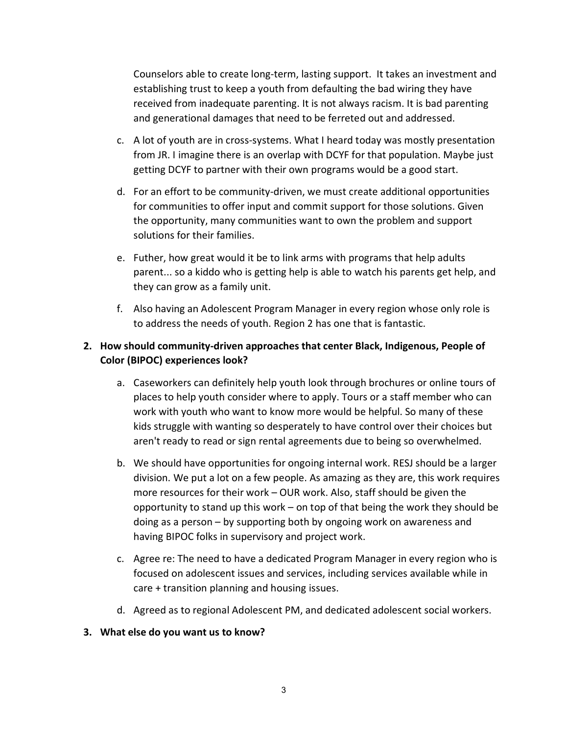Counselors able to create long-term, lasting support. It takes an investment and establishing trust to keep a youth from defaulting the bad wiring they have received from inadequate parenting. It is not always racism. It is bad parenting and generational damages that need to be ferreted out and addressed.

c. A lot of youth are in cross-systems. What I heard today was mostly presentation from JR. I imagine there is an overlap with DCYF for that population. Maybe just getting DCYF to partner with their own programs would be a good start.

d. For an effort to be community-driven, we must create additional opportunities for communities to offer input and commit support for those solutions. Given the opportunity, many communities want to own the problem and support solutions for their families.

e. Futher, how great would it be to link arms with programs that help adults parent... so a kiddo who is getting help is able to watch his parents get help, and they can grow as a family unit.

f. Also having an Adolescent Program Manager in every region whose only role is to address the needs of youth. Region 2 has one that is fantastic.

**2. How should community-driven approaches that center Black, Indigenous, People of Color (BIPOC) experiences look?**

a. Caseworkers can definitely help youth look through brochures or online tours of places to help youth consider where to apply. Tours or a staff member who can work with youth who want to know more would be helpful. So many of these kids struggle with wanting so desperately to have control over their choices but aren't ready to read or sign rental agreements due to being so overwhelmed.

b. We should have opportunities for ongoing internal work. RESJ should be a larger division. We put a lot on a few people. As amazing as they are, this work requires more resources for their work – OUR work. Also, staff should be given the opportunity to stand up this work – on top of that being the work they should be doing as a person – by supporting both by ongoing work on awareness and having BIPOC folks in supervisory and project work.

c. Agree re: The need to have a dedicated Program Manager in every region who is focused on adolescent issues and services, including services available while in care + transition planning and housing issues.

d. Agreed as to regional Adolescent PM, and dedicated adolescent social workers.

**3. What else do you want us to know?**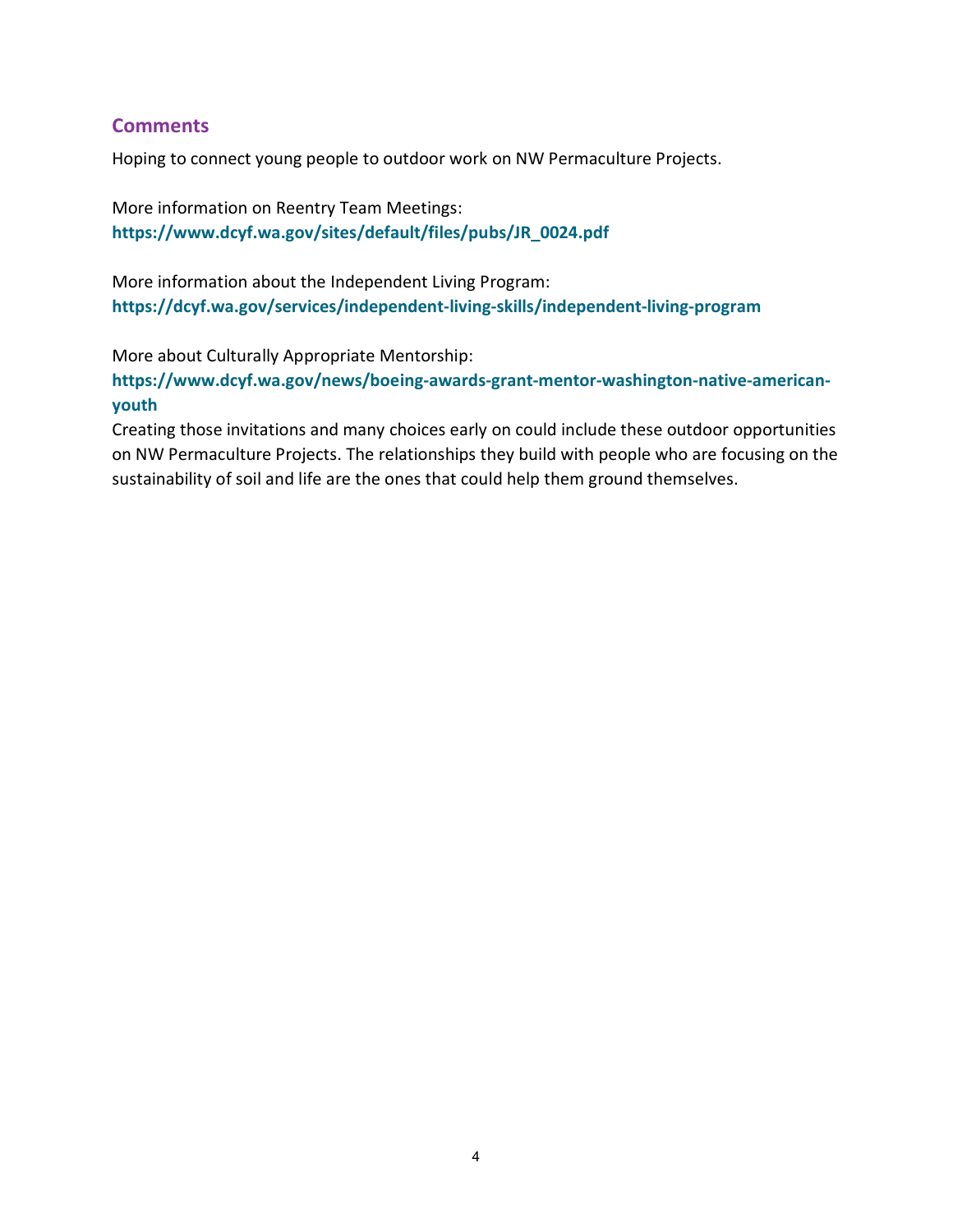## Comments

Hoping to connect young people to outdoor work on NW Permaculture Projects.

More information on Reentry Team Meetings:
**https://www.dcyf.wa.gov/sites/default/files/pubs/JR_0024.pdf**

More information about the Independent Living Program:
**https://dcyf.wa.gov/services/independent-living-skills/independent-living-program**

More about Culturally Appropriate Mentorship:
**https://www.dcyf.wa.gov/news/boeing-awards-grant-mentor-washington-native-american-youth**
Creating those invitations and many choices early on could include these outdoor opportunities on NW Permaculture Projects. The relationships they build with people who are focusing on the sustainability of soil and life are the ones that could help them ground themselves.